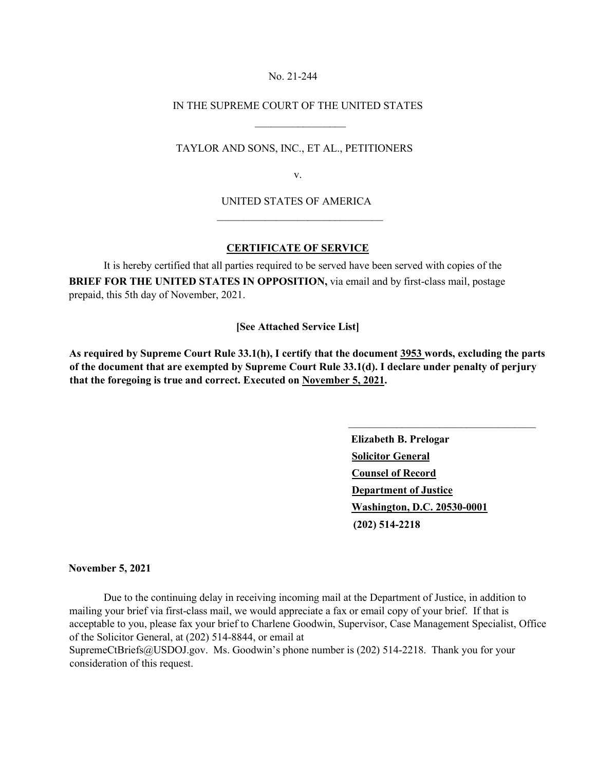No. 21-244

IN THE SUPREME COURT OF THE UNITED STATES

---

TAYLOR AND SONS, INC., ET AL., PETITIONERS

v.

UNITED STATES OF AMERICA

---

**CERTIFICATE OF SERVICE**

It is hereby certified that all parties required to be served have been served with copies of the **BRIEF FOR THE UNITED STATES IN OPPOSITION,** via email and by first-class mail, postage prepaid, this 5th day of November, 2021.

**[See Attached Service List]**

**As required by Supreme Court Rule 33.1(h), I certify that the document 3953 words, excluding the parts of the document that are exempted by Supreme Court Rule 33.1(d). I declare under penalty of perjury that the foregoing is true and correct. Executed on November 5, 2021.**

\_\_\_\_\_\_\_\_\_\_\_\_\_\_\_\_\_\_\_\_\_\_\_\_\_\_\_\_\_\_\_\_\_\_\_

**Elizabeth B. Prelogar**
**Solicitor General**
**Counsel of Record**
**Department of Justice**
**Washington, D.C. 20530-0001**
**(202) 514-2218**

**November 5, 2021**

Due to the continuing delay in receiving incoming mail at the Department of Justice, in addition to mailing your brief via first-class mail, we would appreciate a fax or email copy of your brief. If that is acceptable to you, please fax your brief to Charlene Goodwin, Supervisor, Case Management Specialist, Office of the Solicitor General, at (202) 514-8844, or email at SupremeCtBriefs@USDOJ.gov. Ms. Goodwin's phone number is (202) 514-2218. Thank you for your consideration of this request.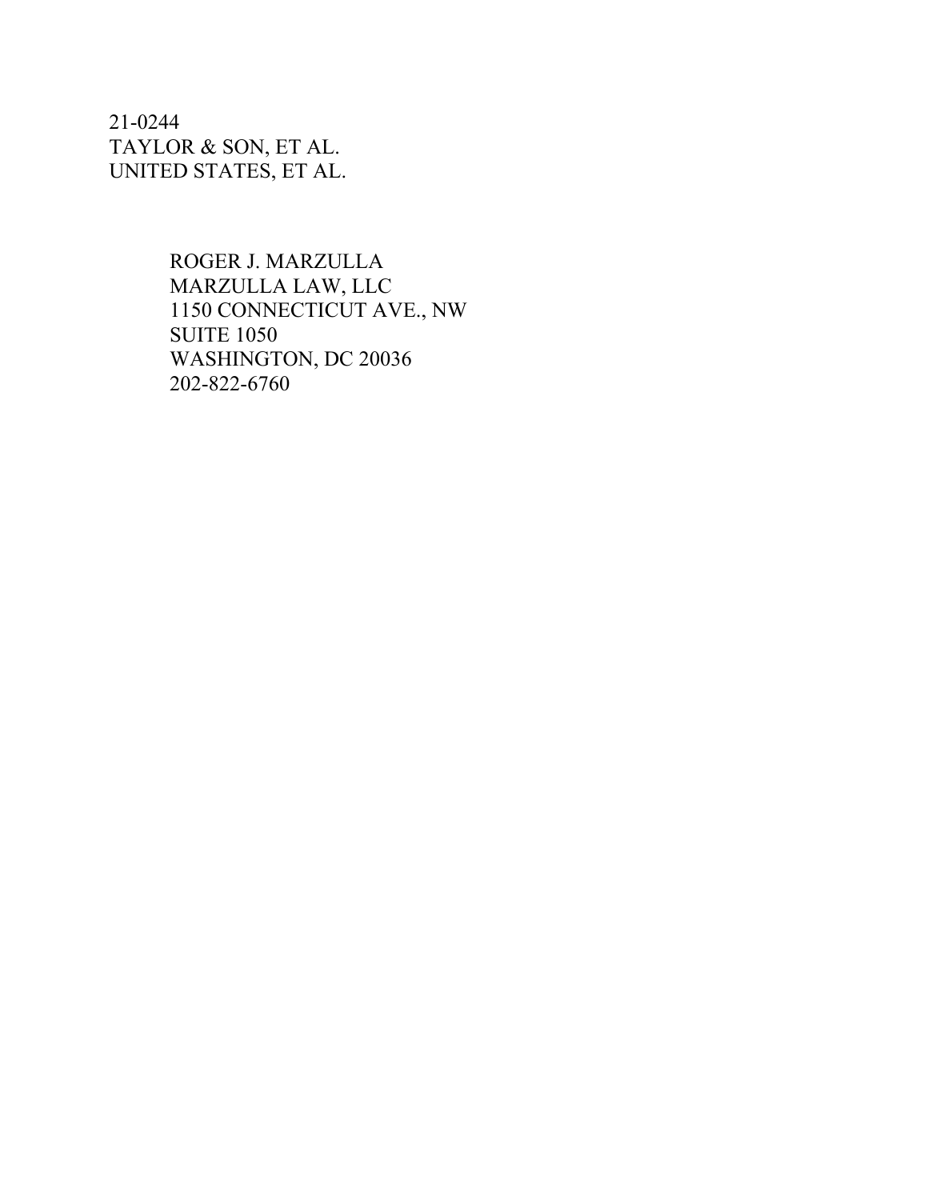21-0244
TAYLOR & SON, ET AL.
UNITED STATES, ET AL.

ROGER J. MARZULLA
MARZULLA LAW, LLC
1150 CONNECTICUT AVE., NW
SUITE 1050
WASHINGTON, DC 20036
202-822-6760